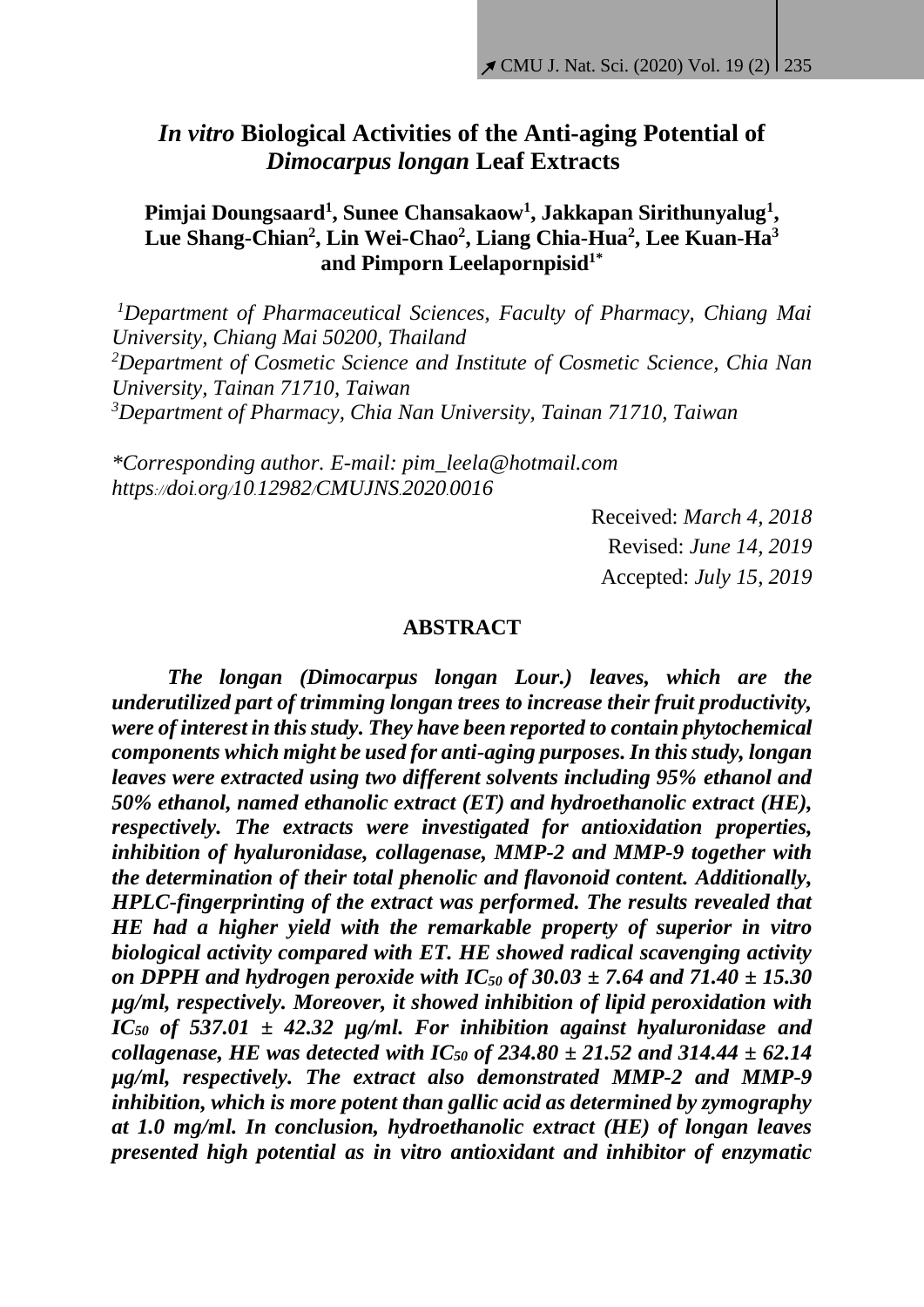# *In vitro* Biological Activities of the Anti-aging Potential of *Dimocarpus longan* Leaf Extracts

**Pimjai Doungsaard[1], Sunee Chansakaow[1], Jakkapan Sirithunyalug[1], Lue Shang-Chian[2], Lin Wei-Chao[2], Liang Chia-Hua[2], Lee Kuan-Ha[3] and Pimporn Leelapornpisid[1*]**

*[1]Department of Pharmaceutical Sciences, Faculty of Pharmacy, Chiang Mai University, Chiang Mai 50200, Thailand*
*[2]Department of Cosmetic Science and Institute of Cosmetic Science, Chia Nan University, Tainan 71710, Taiwan*
*[3]Department of Pharmacy, Chia Nan University, Tainan 71710, Taiwan*

*\*Corresponding author. E-mail: pim_leela@hotmail.com*
*https://doi.org/10.12982/CMUJNS.2020.0016*

Received: *March 4, 2018*
Revised: *June 14, 2019*
Accepted: *July 15, 2019*

## ABSTRACT

***The longan (Dimocarpus longan Lour.) leaves, which are the underutilized part of trimming longan trees to increase their fruit productivity, were of interest in this study. They have been reported to contain phytochemical components which might be used for anti-aging purposes. In this study, longan leaves were extracted using two different solvents including 95% ethanol and 50% ethanol, named ethanolic extract (ET) and hydroethanolic extract (HE), respectively. The extracts were investigated for antioxidation properties, inhibition of hyaluronidase, collagenase, MMP-2 and MMP-9 together with the determination of their total phenolic and flavonoid content. Additionally, HPLC-fingerprinting of the extract was performed. The results revealed that HE had a higher yield with the remarkable property of superior in vitro biological activity compared with ET. HE showed radical scavenging activity on DPPH and hydrogen peroxide with $IC_{50}$ of 30.03 ± 7.64 and 71.40 ± 15.30 µg/ml, respectively. Moreover, it showed inhibition of lipid peroxidation with $IC_{50}$ of 537.01 ± 42.32 µg/ml. For inhibition against hyaluronidase and collagenase, HE was detected with $IC_{50}$ of 234.80 ± 21.52 and 314.44 ± 62.14 µg/ml, respectively. The extract also demonstrated MMP-2 and MMP-9 inhibition, which is more potent than gallic acid as determined by zymography at 1.0 mg/ml. In conclusion, hydroethanolic extract (HE) of longan leaves presented high potential as in vitro antioxidant and inhibitor of enzymatic***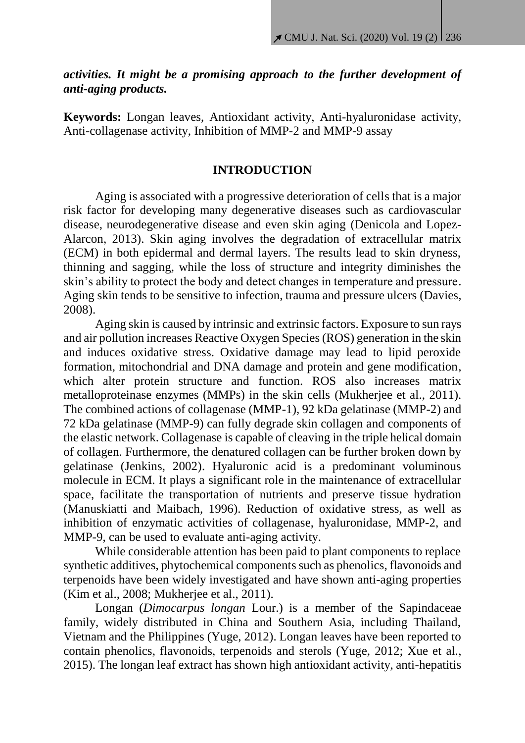***activities. It might be a promising approach to the further development of anti-aging products.***

**Keywords:** Longan leaves, Antioxidant activity, Anti-hyaluronidase activity, Anti-collagenase activity, Inhibition of MMP-2 and MMP-9 assay

## INTRODUCTION

Aging is associated with a progressive deterioration of cells that is a major risk factor for developing many degenerative diseases such as cardiovascular disease, neurodegenerative disease and even skin aging (Denicola and Lopez-Alarcon, 2013). Skin aging involves the degradation of extracellular matrix (ECM) in both epidermal and dermal layers. The results lead to skin dryness, thinning and sagging, while the loss of structure and integrity diminishes the skin's ability to protect the body and detect changes in temperature and pressure. Aging skin tends to be sensitive to infection, trauma and pressure ulcers (Davies, 2008).

Aging skin is caused by intrinsic and extrinsic factors. Exposure to sun rays and air pollution increases Reactive Oxygen Species (ROS) generation in the skin and induces oxidative stress. Oxidative damage may lead to lipid peroxide formation, mitochondrial and DNA damage and protein and gene modification, which alter protein structure and function. ROS also increases matrix metalloproteinase enzymes (MMPs) in the skin cells (Mukherjee et al., 2011). The combined actions of collagenase (MMP-1), 92 kDa gelatinase (MMP-2) and 72 kDa gelatinase (MMP-9) can fully degrade skin collagen and components of the elastic network. Collagenase is capable of cleaving in the triple helical domain of collagen. Furthermore, the denatured collagen can be further broken down by gelatinase (Jenkins, 2002). Hyaluronic acid is a predominant voluminous molecule in ECM. It plays a significant role in the maintenance of extracellular space, facilitate the transportation of nutrients and preserve tissue hydration (Manuskiatti and Maibach, 1996). Reduction of oxidative stress, as well as inhibition of enzymatic activities of collagenase, hyaluronidase, MMP-2, and MMP-9, can be used to evaluate anti-aging activity.

While considerable attention has been paid to plant components to replace synthetic additives, phytochemical components such as phenolics, flavonoids and terpenoids have been widely investigated and have shown anti-aging properties (Kim et al., 2008; Mukherjee et al., 2011).

Longan (*Dimocarpus longan* Lour.) is a member of the Sapindaceae family, widely distributed in China and Southern Asia, including Thailand, Vietnam and the Philippines (Yuge, 2012). Longan leaves have been reported to contain phenolics, flavonoids, terpenoids and sterols (Yuge, 2012; Xue et al., 2015). The longan leaf extract has shown high antioxidant activity, anti-hepatitis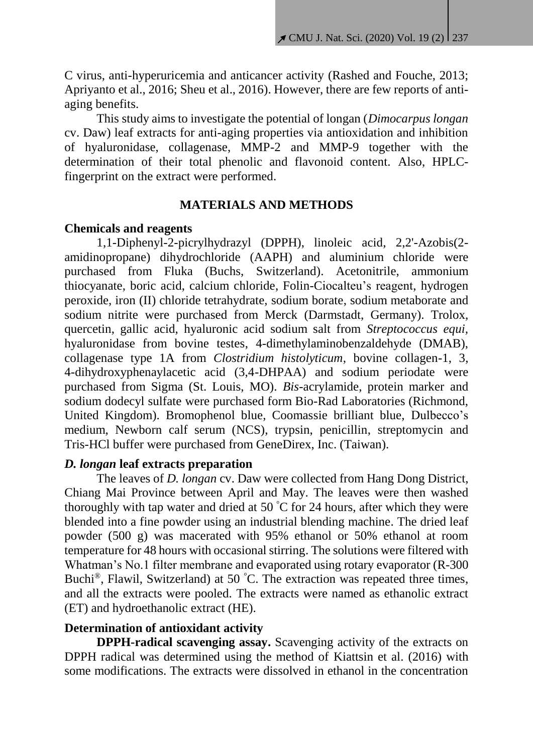C virus, anti-hyperuricemia and anticancer activity (Rashed and Fouche, 2013; Apriyanto et al., 2016; Sheu et al., 2016). However, there are few reports of anti-aging benefits.

This study aims to investigate the potential of longan (*Dimocarpus longan* cv. Daw) leaf extracts for anti-aging properties via antioxidation and inhibition of hyaluronidase, collagenase, MMP-2 and MMP-9 together with the determination of their total phenolic and flavonoid content. Also, HPLC-fingerprint on the extract were performed.

## MATERIALS AND METHODS

### Chemicals and reagents

1,1-Diphenyl-2-picrylhydrazyl (DPPH), linoleic acid, 2,2'-Azobis(2-amidinopropane) dihydrochloride (AAPH) and aluminium chloride were purchased from Fluka (Buchs, Switzerland). Acetonitrile, ammonium thiocyanate, boric acid, calcium chloride, Folin-Ciocalteu's reagent, hydrogen peroxide, iron (II) chloride tetrahydrate, sodium borate, sodium metaborate and sodium nitrite were purchased from Merck (Darmstadt, Germany). Trolox, quercetin, gallic acid, hyaluronic acid sodium salt from *Streptococcus equi*, hyaluronidase from bovine testes, 4-dimethylaminobenzaldehyde (DMAB), collagenase type 1A from *Clostridium histolyticum*, bovine collagen-1, 3, 4-dihydroxyphenaylacetic acid (3,4-DHPAA) and sodium periodate were purchased from Sigma (St. Louis, MO). *Bis*-acrylamide, protein marker and sodium dodecyl sulfate were purchased form Bio-Rad Laboratories (Richmond, United Kingdom). Bromophenol blue, Coomassie brilliant blue, Dulbecco's medium, Newborn calf serum (NCS), trypsin, penicillin, streptomycin and Tris-HCl buffer were purchased from GeneDirex, Inc. (Taiwan).

### *D. longan* leaf extracts preparation

The leaves of *D. longan* cv. Daw were collected from Hang Dong District, Chiang Mai Province between April and May. The leaves were then washed thoroughly with tap water and dried at 50 °C for 24 hours, after which they were blended into a fine powder using an industrial blending machine. The dried leaf powder (500 g) was macerated with 95% ethanol or 50% ethanol at room temperature for 48 hours with occasional stirring. The solutions were filtered with Whatman's No.1 filter membrane and evaporated using rotary evaporator (R-300 Buchi®, Flawil, Switzerland) at 50 °C. The extraction was repeated three times, and all the extracts were pooled. The extracts were named as ethanolic extract (ET) and hydroethanolic extract (HE).

### Determination of antioxidant activity

**DPPH-radical scavenging assay.** Scavenging activity of the extracts on DPPH radical was determined using the method of Kiattsin et al. (2016) with some modifications. The extracts were dissolved in ethanol in the concentration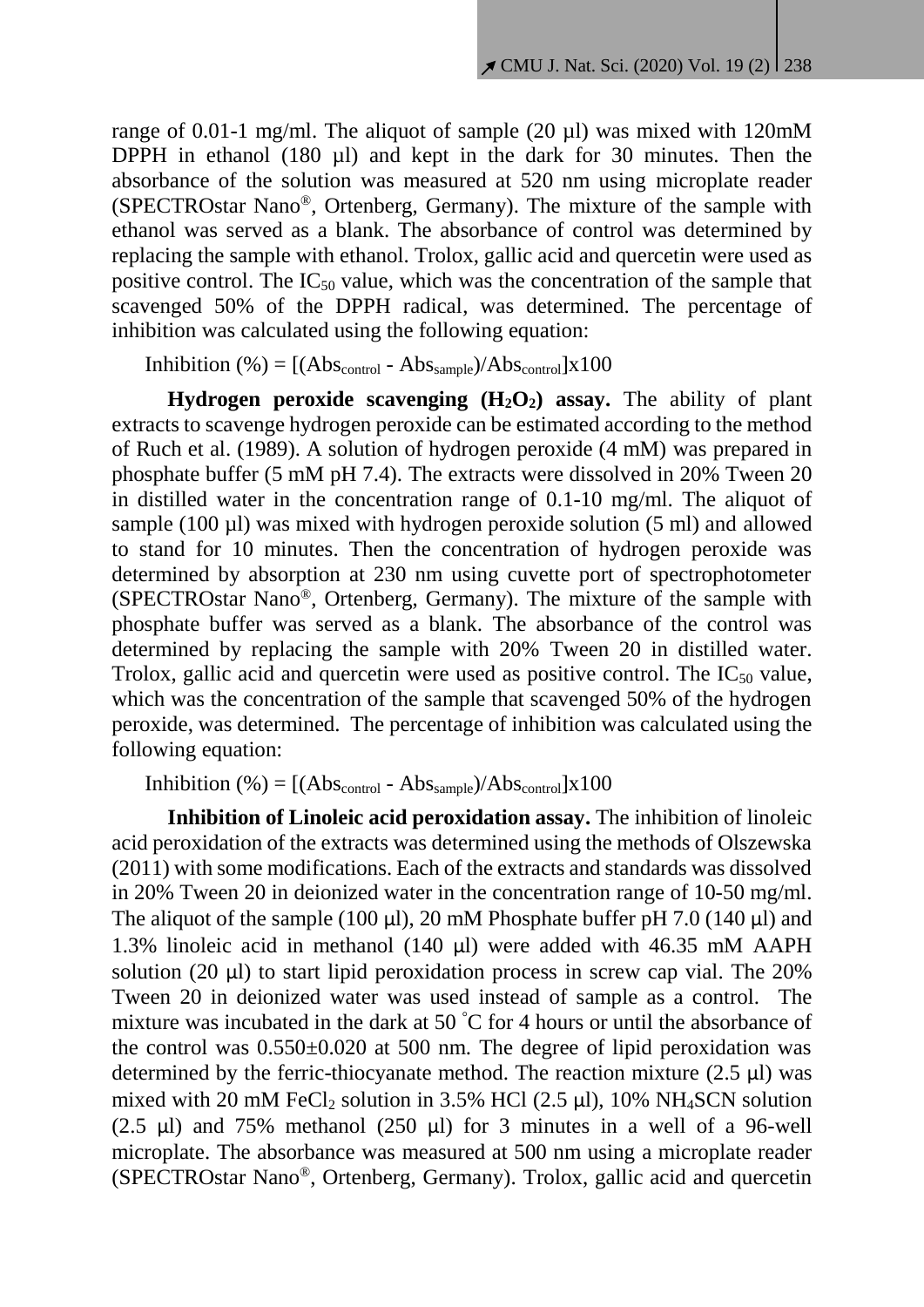range of 0.01-1 mg/ml. The aliquot of sample (20 µl) was mixed with 120mM DPPH in ethanol (180 µl) and kept in the dark for 30 minutes. Then the absorbance of the solution was measured at 520 nm using microplate reader (SPECTROstar Nano®, Ortenberg, Germany). The mixture of the sample with ethanol was served as a blank. The absorbance of control was determined by replacing the sample with ethanol. Trolox, gallic acid and quercetin were used as positive control. The $IC_{50}$ value, which was the concentration of the sample that scavenged 50% of the DPPH radical, was determined. The percentage of inhibition was calculated using the following equation:

$$\text{Inhibition (\%)} = [(Abs_{control} - Abs_{sample})/Abs_{control}] \times 100$$

**Hydrogen peroxide scavenging ($H_2O_2$) assay.** The ability of plant extracts to scavenge hydrogen peroxide can be estimated according to the method of Ruch et al. (1989). A solution of hydrogen peroxide (4 mM) was prepared in phosphate buffer (5 mM pH 7.4). The extracts were dissolved in 20% Tween 20 in distilled water in the concentration range of 0.1-10 mg/ml. The aliquot of sample (100 µl) was mixed with hydrogen peroxide solution (5 ml) and allowed to stand for 10 minutes. Then the concentration of hydrogen peroxide was determined by absorption at 230 nm using cuvette port of spectrophotometer (SPECTROstar Nano®, Ortenberg, Germany). The mixture of the sample with phosphate buffer was served as a blank. The absorbance of the control was determined by replacing the sample with 20% Tween 20 in distilled water. Trolox, gallic acid and quercetin were used as positive control. The $IC_{50}$ value, which was the concentration of the sample that scavenged 50% of the hydrogen peroxide, was determined. The percentage of inhibition was calculated using the following equation:

$$\text{Inhibition (\%)} = [(Abs_{control} - Abs_{sample})/Abs_{control}] \times 100$$

**Inhibition of Linoleic acid peroxidation assay.** The inhibition of linoleic acid peroxidation of the extracts was determined using the methods of Olszewska (2011) with some modifications. Each of the extracts and standards was dissolved in 20% Tween 20 in deionized water in the concentration range of 10-50 mg/ml. The aliquot of the sample (100 µl), 20 mM Phosphate buffer pH 7.0 (140 µl) and 1.3% linoleic acid in methanol (140 µl) were added with 46.35 mM AAPH solution (20 µl) to start lipid peroxidation process in screw cap vial. The 20% Tween 20 in deionized water was used instead of sample as a control. The mixture was incubated in the dark at 50 ˚C for 4 hours or until the absorbance of the control was 0.550±0.020 at 500 nm. The degree of lipid peroxidation was determined by the ferric-thiocyanate method. The reaction mixture (2.5 µl) was mixed with 20 mM $FeCl_2$ solution in 3.5% HCl (2.5 µl), 10% $NH_4SCN$ solution (2.5 µl) and 75% methanol (250 µl) for 3 minutes in a well of a 96-well microplate. The absorbance was measured at 500 nm using a microplate reader (SPECTROstar Nano®, Ortenberg, Germany). Trolox, gallic acid and quercetin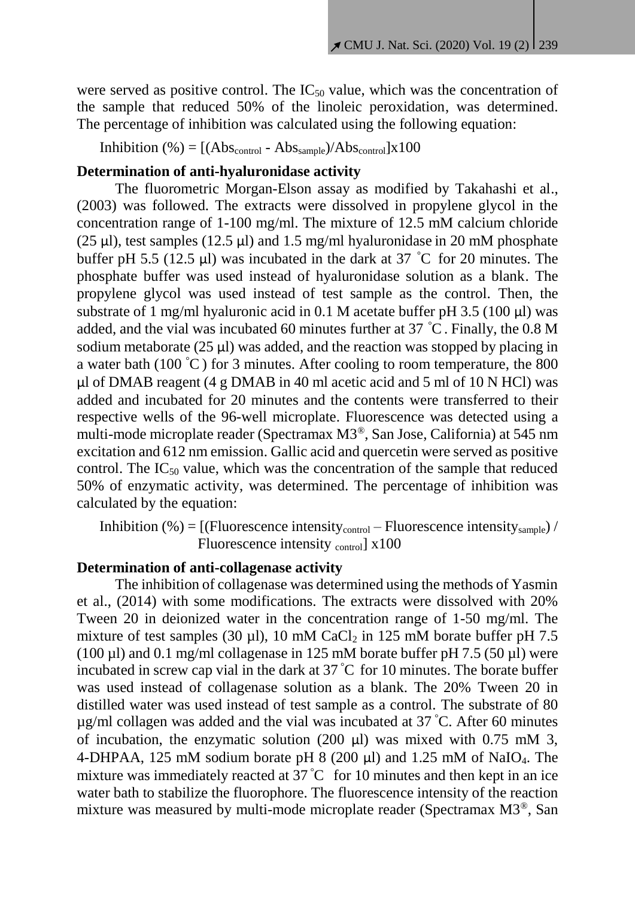were served as positive control. The $IC_{50}$ value, which was the concentration of the sample that reduced 50% of the linoleic peroxidation, was determined. The percentage of inhibition was calculated using the following equation:

$$\text{Inhibition (\%)} = [(\text{Abs}_{\text{control}} - \text{Abs}_{\text{sample}})/\text{Abs}_{\text{control}}]\text{x}100$$

**Determination of anti-hyaluronidase activity**

The fluorometric Morgan-Elson assay as modified by Takahashi et al., (2003) was followed. The extracts were dissolved in propylene glycol in the concentration range of 1-100 mg/ml. The mixture of 12.5 mM calcium chloride (25 µl), test samples (12.5 µl) and 1.5 mg/ml hyaluronidase in 20 mM phosphate buffer pH 5.5 (12.5 µl) was incubated in the dark at 37 ˚C for 20 minutes. The phosphate buffer was used instead of hyaluronidase solution as a blank. The propylene glycol was used instead of test sample as the control. Then, the substrate of 1 mg/ml hyaluronic acid in 0.1 M acetate buffer pH 3.5 (100 µl) was added, and the vial was incubated 60 minutes further at 37 ˚C. Finally, the 0.8 M sodium metaborate (25 µl) was added, and the reaction was stopped by placing in a water bath (100 ˚C) for 3 minutes. After cooling to room temperature, the 800 µl of DMAB reagent (4 g DMAB in 40 ml acetic acid and 5 ml of 10 N HCl) was added and incubated for 20 minutes and the contents were transferred to their respective wells of the 96-well microplate. Fluorescence was detected using a multi-mode microplate reader (Spectramax M3®, San Jose, California) at 545 nm excitation and 612 nm emission. Gallic acid and quercetin were served as positive control. The $IC_{50}$ value, which was the concentration of the sample that reduced 50% of enzymatic activity, was determined. The percentage of inhibition was calculated by the equation:

$$\text{Inhibition (\%)} = [(\text{Fluorescence intensity}_{\text{control}} - \text{Fluorescence intensity}_{\text{sample}}) / \text{Fluorescence intensity}_{\text{control}}] \text{ x}100$$

**Determination of anti-collagenase activity**

The inhibition of collagenase was determined using the methods of Yasmin et al., (2014) with some modifications. The extracts were dissolved with 20% Tween 20 in deionized water in the concentration range of 1-50 mg/ml. The mixture of test samples (30 µl), 10 mM $CaCl_2$ in 125 mM borate buffer pH 7.5 (100 µl) and 0.1 mg/ml collagenase in 125 mM borate buffer pH 7.5 (50 µl) were incubated in screw cap vial in the dark at 37 ˚C for 10 minutes. The borate buffer was used instead of collagenase solution as a blank. The 20% Tween 20 in distilled water was used instead of test sample as a control. The substrate of 80 µg/ml collagen was added and the vial was incubated at 37 ˚C. After 60 minutes of incubation, the enzymatic solution (200 µl) was mixed with 0.75 mM 3, 4-DHPAA, 125 mM sodium borate pH 8 (200 µl) and 1.25 mM of $NaIO_4$. The mixture was immediately reacted at 37 ˚C for 10 minutes and then kept in an ice water bath to stabilize the fluorophore. The fluorescence intensity of the reaction mixture was measured by multi-mode microplate reader (Spectramax M3®, San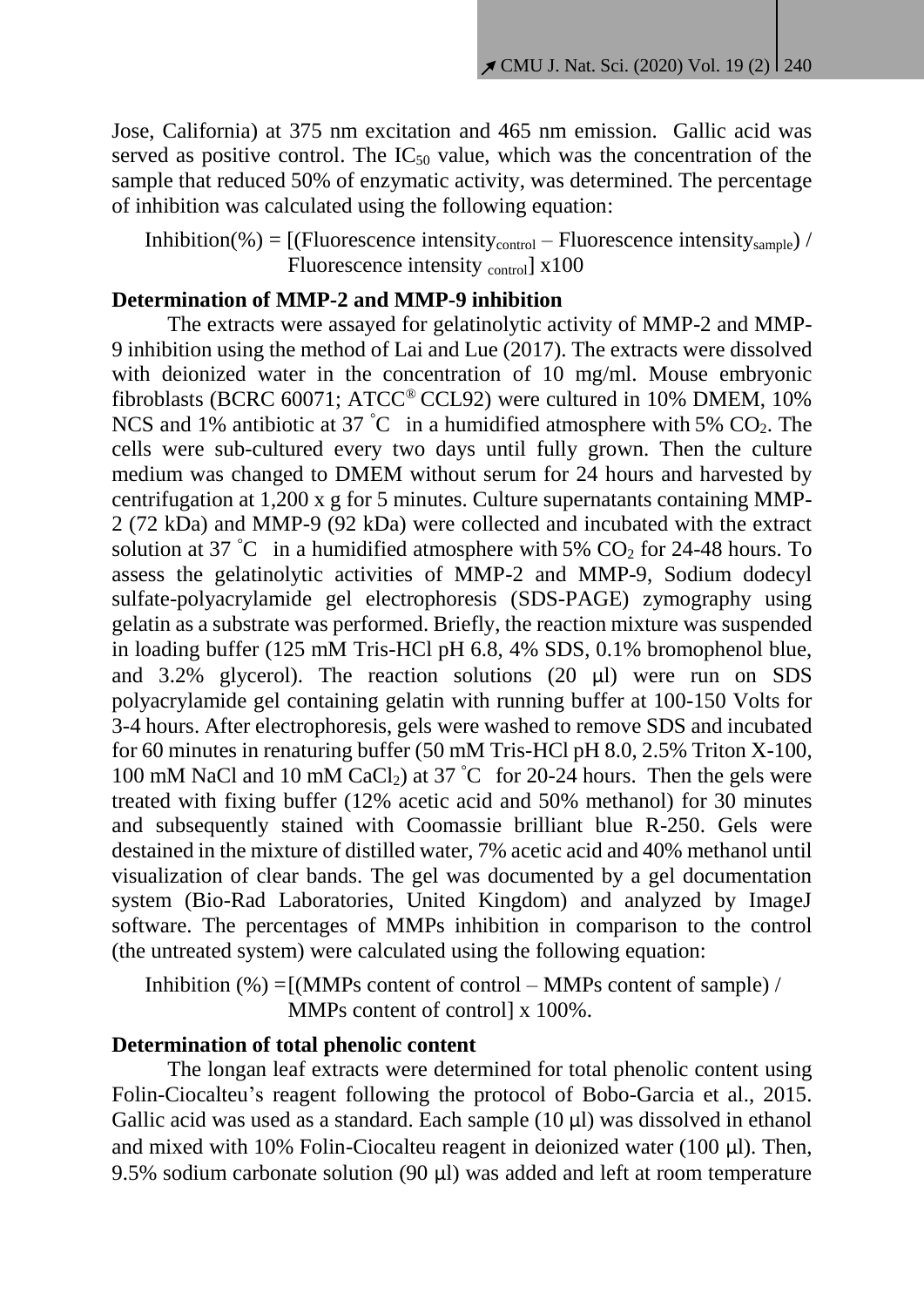Jose, California) at 375 nm excitation and 465 nm emission. Gallic acid was served as positive control. The $IC_{50}$ value, which was the concentration of the sample that reduced 50% of enzymatic activity, was determined. The percentage of inhibition was calculated using the following equation:

$$\text{Inhibition(\%)} = [(\text{Fluorescence intensity}_{\text{control}} - \text{Fluorescence intensity}_{\text{sample}}) / \text{Fluorescence intensity}_{\text{control}}] \times 100$$

**Determination of MMP-2 and MMP-9 inhibition**

The extracts were assayed for gelatinolytic activity of MMP-2 and MMP-9 inhibition using the method of Lai and Lue (2017). The extracts were dissolved with deionized water in the concentration of 10 mg/ml. Mouse embryonic fibroblasts (BCRC 60071; ATCC® CCL92) were cultured in 10% DMEM, 10% NCS and 1% antibiotic at 37 °C in a humidified atmosphere with 5% $CO_2$. The cells were sub-cultured every two days until fully grown. Then the culture medium was changed to DMEM without serum for 24 hours and harvested by centrifugation at 1,200 x g for 5 minutes. Culture supernatants containing MMP-2 (72 kDa) and MMP-9 (92 kDa) were collected and incubated with the extract solution at 37 °C in a humidified atmosphere with 5% $CO_2$ for 24-48 hours. To assess the gelatinolytic activities of MMP-2 and MMP-9, Sodium dodecyl sulfate-polyacrylamide gel electrophoresis (SDS-PAGE) zymography using gelatin as a substrate was performed. Briefly, the reaction mixture was suspended in loading buffer (125 mM Tris-HCl pH 6.8, 4% SDS, 0.1% bromophenol blue, and 3.2% glycerol). The reaction solutions (20 μl) were run on SDS polyacrylamide gel containing gelatin with running buffer at 100-150 Volts for 3-4 hours. After electrophoresis, gels were washed to remove SDS and incubated for 60 minutes in renaturing buffer (50 mM Tris-HCl pH 8.0, 2.5% Triton X-100, 100 mM NaCl and 10 mM $CaCl_2$) at 37 °C for 20-24 hours. Then the gels were treated with fixing buffer (12% acetic acid and 50% methanol) for 30 minutes and subsequently stained with Coomassie brilliant blue R-250. Gels were destained in the mixture of distilled water, 7% acetic acid and 40% methanol until visualization of clear bands. The gel was documented by a gel documentation system (Bio-Rad Laboratories, United Kingdom) and analyzed by ImageJ software. The percentages of MMPs inhibition in comparison to the control (the untreated system) were calculated using the following equation:

$$\text{Inhibition (\%)} = [(\text{MMPs content of control} - \text{MMPs content of sample}) / \text{MMPs content of control}] \times 100\%.$$

**Determination of total phenolic content**

The longan leaf extracts were determined for total phenolic content using Folin-Ciocalteu's reagent following the protocol of Bobo-Garcia et al., 2015. Gallic acid was used as a standard. Each sample (10 μl) was dissolved in ethanol and mixed with 10% Folin-Ciocalteu reagent in deionized water (100 μl). Then, 9.5% sodium carbonate solution (90 μl) was added and left at room temperature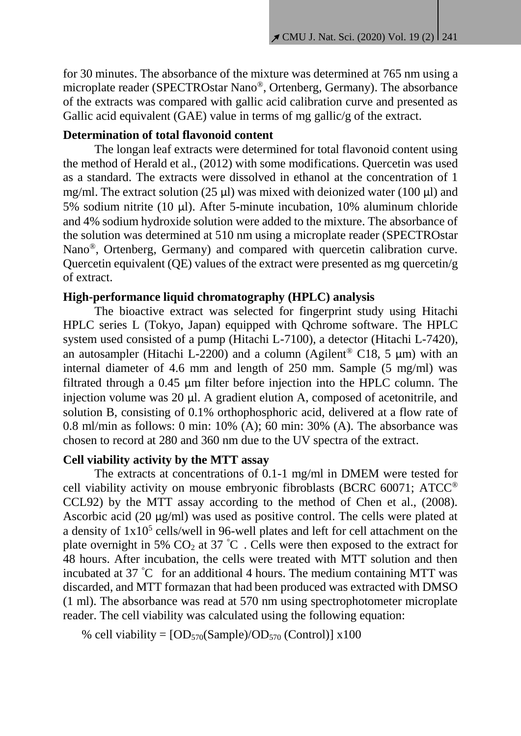for 30 minutes. The absorbance of the mixture was determined at 765 nm using a microplate reader (SPECTROstar Nano®, Ortenberg, Germany). The absorbance of the extracts was compared with gallic acid calibration curve and presented as Gallic acid equivalent (GAE) value in terms of mg gallic/g of the extract.

**Determination of total flavonoid content**

The longan leaf extracts were determined for total flavonoid content using the method of Herald et al., (2012) with some modifications. Quercetin was used as a standard. The extracts were dissolved in ethanol at the concentration of 1 mg/ml. The extract solution (25 μl) was mixed with deionized water (100 μl) and 5% sodium nitrite (10 μl). After 5-minute incubation, 10% aluminum chloride and 4% sodium hydroxide solution were added to the mixture. The absorbance of the solution was determined at 510 nm using a microplate reader (SPECTROstar Nano®, Ortenberg, Germany) and compared with quercetin calibration curve. Quercetin equivalent (QE) values of the extract were presented as mg quercetin/g of extract.

**High-performance liquid chromatography (HPLC) analysis**

The bioactive extract was selected for fingerprint study using Hitachi HPLC series L (Tokyo, Japan) equipped with Qchrome software. The HPLC system used consisted of a pump (Hitachi L-7100), a detector (Hitachi L-7420), an autosampler (Hitachi L-2200) and a column (Agilent® C18, 5 μm) with an internal diameter of 4.6 mm and length of 250 mm. Sample (5 mg/ml) was filtrated through a 0.45 μm filter before injection into the HPLC column. The injection volume was 20 μl. A gradient elution A, composed of acetonitrile, and solution B, consisting of 0.1% orthophosphoric acid, delivered at a flow rate of 0.8 ml/min as follows: 0 min: 10% (A); 60 min: 30% (A). The absorbance was chosen to record at 280 and 360 nm due to the UV spectra of the extract.

**Cell viability activity by the MTT assay**

The extracts at concentrations of 0.1-1 mg/ml in DMEM were tested for cell viability activity on mouse embryonic fibroblasts (BCRC 60071; ATCC® CCL92) by the MTT assay according to the method of Chen et al., (2008). Ascorbic acid (20 μg/ml) was used as positive control. The cells were plated at a density of $1x10^5$ cells/well in 96-well plates and left for cell attachment on the plate overnight in 5% $CO_2$ at 37 ˚C . Cells were then exposed to the extract for 48 hours. After incubation, the cells were treated with MTT solution and then incubated at 37 ˚C for an additional 4 hours. The medium containing MTT was discarded, and MTT formazan that had been produced was extracted with DMSO (1 ml). The absorbance was read at 570 nm using spectrophotometer microplate reader. The cell viability was calculated using the following equation:

$$\% \text{ cell viability} = [OD_{570}(\text{Sample})/OD_{570}(\text{Control})] \times 100$$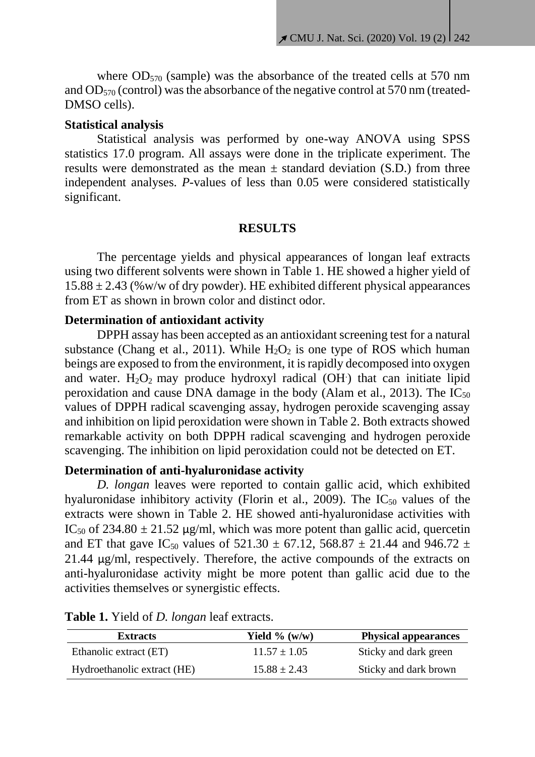where $OD_{570}$ (sample) was the absorbance of the treated cells at 570 nm and $OD_{570}$ (control) was the absorbance of the negative control at 570 nm (treated-DMSO cells).

**Statistical analysis**

Statistical analysis was performed by one-way ANOVA using SPSS statistics 17.0 program. All assays were done in the triplicate experiment. The results were demonstrated as the mean ± standard deviation (S.D.) from three independent analyses. *P*-values of less than 0.05 were considered statistically significant.

## RESULTS

The percentage yields and physical appearances of longan leaf extracts using two different solvents were shown in Table 1. HE showed a higher yield of 15.88 ± 2.43 (%w/w of dry powder). HE exhibited different physical appearances from ET as shown in brown color and distinct odor.

**Determination of antioxidant activity**

DPPH assay has been accepted as an antioxidant screening test for a natural substance (Chang et al., 2011). While $H_2O_2$ is one type of ROS which human beings are exposed to from the environment, it is rapidly decomposed into oxygen and water. $H_2O_2$ may produce hydroxyl radical ($OH^{\cdot}$) that can initiate lipid peroxidation and cause DNA damage in the body (Alam et al., 2013). The $IC_{50}$ values of DPPH radical scavenging assay, hydrogen peroxide scavenging assay and inhibition on lipid peroxidation were shown in Table 2. Both extracts showed remarkable activity on both DPPH radical scavenging and hydrogen peroxide scavenging. The inhibition on lipid peroxidation could not be detected on ET.

**Determination of anti-hyaluronidase activity**

*D. longan* leaves were reported to contain gallic acid, which exhibited hyaluronidase inhibitory activity (Florin et al., 2009). The $IC_{50}$ values of the extracts were shown in Table 2. HE showed anti-hyaluronidase activities with $IC_{50}$ of 234.80 ± 21.52 μg/ml, which was more potent than gallic acid, quercetin and ET that gave $IC_{50}$ values of 521.30 ± 67.12, 568.87 ± 21.44 and 946.72 ± 21.44 μg/ml, respectively. Therefore, the active compounds of the extracts on anti-hyaluronidase activity might be more potent than gallic acid due to the activities themselves or synergistic effects.

**Table 1.** Yield of *D. longan* leaf extracts.

| Extracts | Yield % (w/w) | Physical appearances |
|---|---|---|
| Ethanolic extract (ET) | 11.57 ± 1.05 | Sticky and dark green |
| Hydroethanolic extract (HE) | 15.88 ± 2.43 | Sticky and dark brown |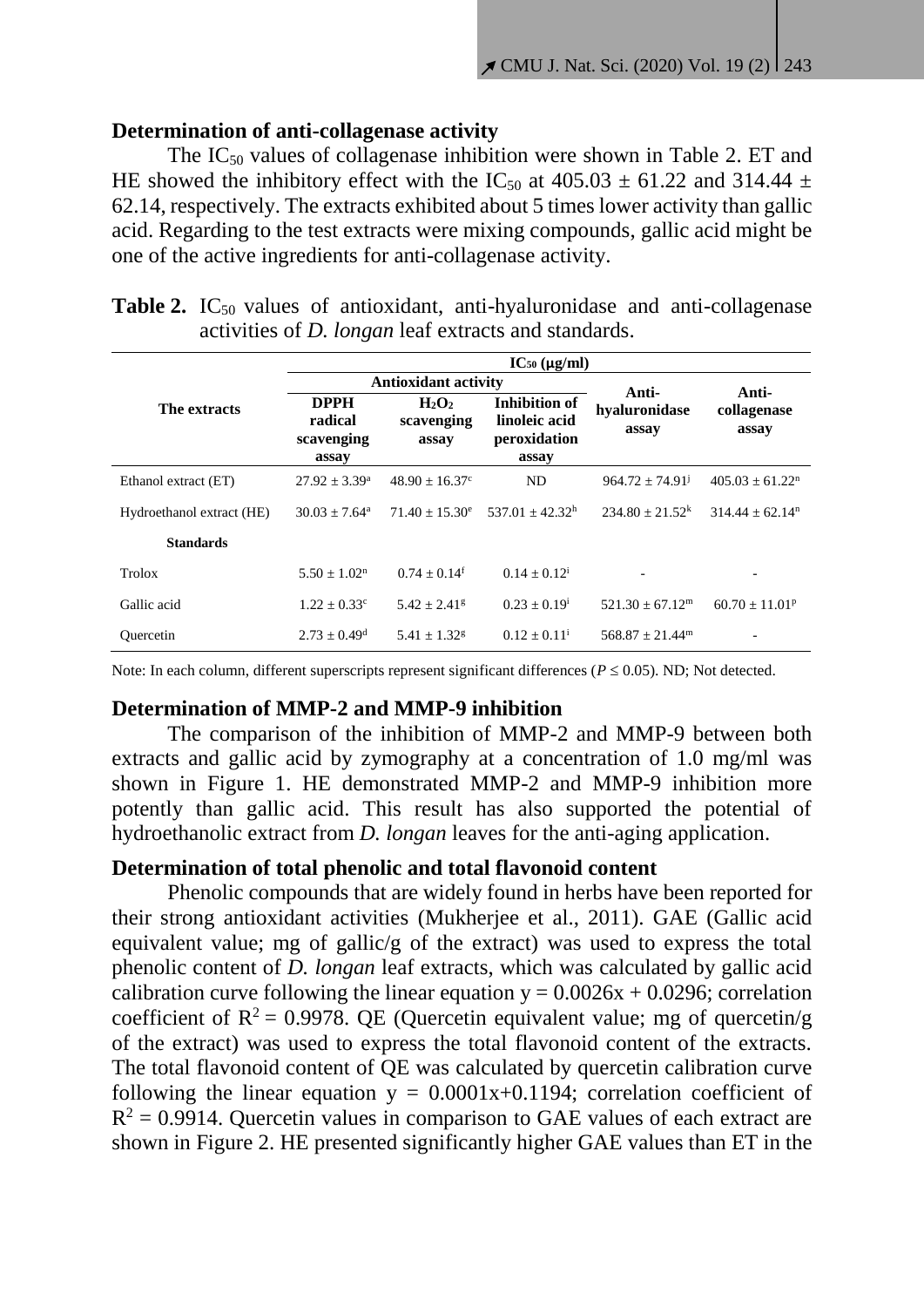### Determination of anti-collagenase activity

The $IC_{50}$ values of collagenase inhibition were shown in Table 2. ET and HE showed the inhibitory effect with the $IC_{50}$ at 405.03 ± 61.22 and 314.44 ± 62.14, respectively. The extracts exhibited about 5 times lower activity than gallic acid. Regarding to the test extracts were mixing compounds, gallic acid might be one of the active ingredients for anti-collagenase activity.

**Table 2.** $IC_{50}$ values of antioxidant, anti-hyaluronidase and anti-collagenase activities of *D. longan* leaf extracts and standards.

| The extracts | $IC_{50}$ (μg/ml) | | | | |
|---|---|---|---|---|---|
| | Antioxidant activity | | | Anti-hyaluronidase assay | Anti-collagenase assay |
| | DPPH radical scavenging assay | $H_2O_2$ scavenging assay | Inhibition of linoleic acid peroxidation assay | | |
| Ethanol extract (ET) | $27.92 \pm 3.39^{a}$ | $48.90 \pm 16.37^{c}$ | ND | $964.72 \pm 74.91^{j}$ | $405.03 \pm 61.22^{n}$ |
| Hydroethanol extract (HE) | $30.03 \pm 7.64^{a}$ | $71.40 \pm 15.30^{e}$ | $537.01 \pm 42.32^{h}$ | $234.80 \pm 21.52^{k}$ | $314.44 \pm 62.14^{n}$ |
| **Standards** | | | | | |
| Trolox | $5.50 \pm 1.02^{n}$ | $0.74 \pm 0.14^{f}$ | $0.14 \pm 0.12^{i}$ | - | - |
| Gallic acid | $1.22 \pm 0.33^{c}$ | $5.42 \pm 2.41^{g}$ | $0.23 \pm 0.19^{i}$ | $521.30 \pm 67.12^{m}$ | $60.70 \pm 11.01^{p}$ |
| Quercetin | $2.73 \pm 0.49^{d}$ | $5.41 \pm 1.32^{g}$ | $0.12 \pm 0.11^{i}$ | $568.87 \pm 21.44^{m}$ | - |

Note: In each column, different superscripts represent significant differences ($P \leq 0.05$). ND; Not detected.

### Determination of MMP-2 and MMP-9 inhibition

The comparison of the inhibition of MMP-2 and MMP-9 between both extracts and gallic acid by zymography at a concentration of 1.0 mg/ml was shown in Figure 1. HE demonstrated MMP-2 and MMP-9 inhibition more potently than gallic acid. This result has also supported the potential of hydroethanolic extract from *D. longan* leaves for the anti-aging application.

### Determination of total phenolic and total flavonoid content

Phenolic compounds that are widely found in herbs have been reported for their strong antioxidant activities (Mukherjee et al., 2011). GAE (Gallic acid equivalent value; mg of gallic/g of the extract) was used to express the total phenolic content of *D. longan* leaf extracts, which was calculated by gallic acid calibration curve following the linear equation $y = 0.0026x + 0.0296$; correlation coefficient of $R^2 = 0.9978$. QE (Quercetin equivalent value; mg of quercetin/g of the extract) was used to express the total flavonoid content of the extracts. The total flavonoid content of QE was calculated by quercetin calibration curve following the linear equation $y = 0.0001x+0.1194$; correlation coefficient of $R^2 = 0.9914$. Quercetin values in comparison to GAE values of each extract are shown in Figure 2. HE presented significantly higher GAE values than ET in the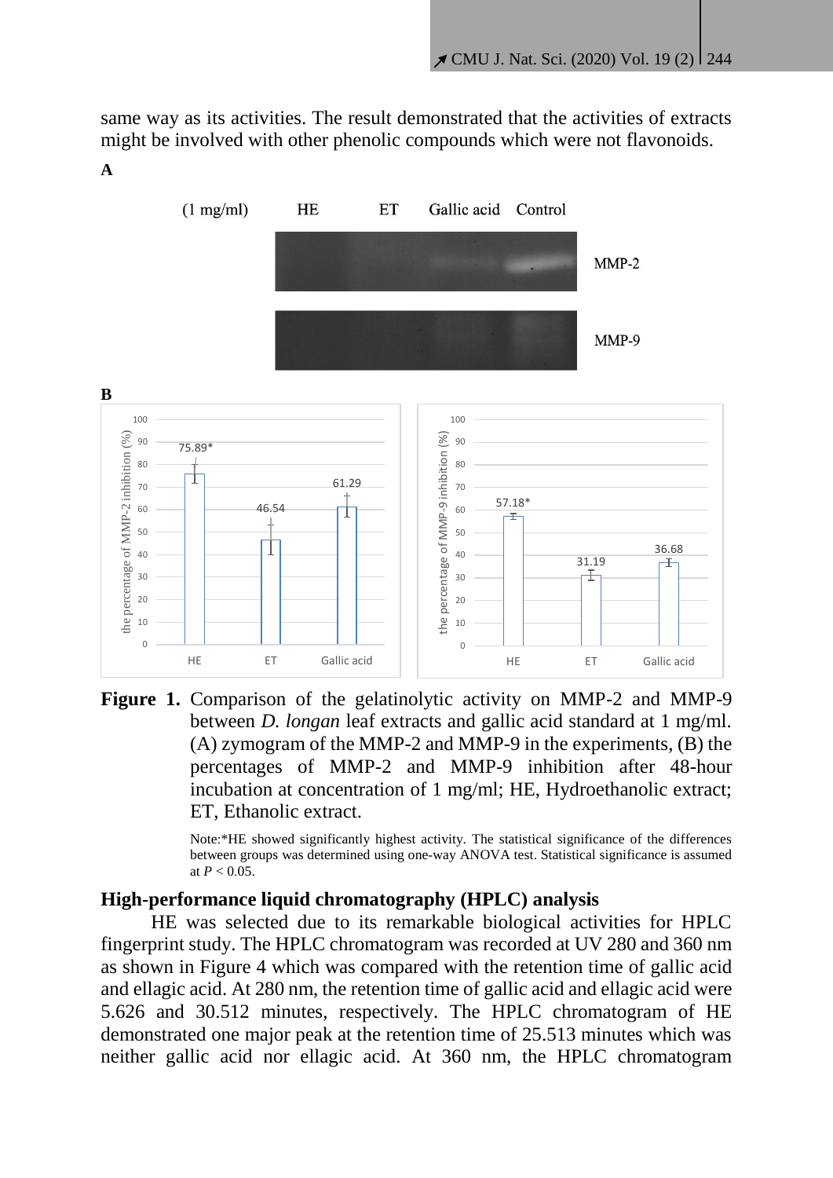same way as its activities. The result demonstrated that the activities of extracts might be involved with other phenolic compounds which were not flavonoids.

**Figure 1.** Comparison of the gelatinolytic activity on MMP-2 and MMP-9 between *D. longan* leaf extracts and gallic acid standard at 1 mg/ml. (A) zymogram of the MMP-2 and MMP-9 in the experiments, (B) the percentages of MMP-2 and MMP-9 inhibition after 48-hour incubation at concentration of 1 mg/ml; HE, Hydroethanolic extract; ET, Ethanolic extract.

Note:*HE showed significantly highest activity. The statistical significance of the differences between groups was determined using one-way ANOVA test. Statistical significance is assumed at $P < 0.05$.

## High-performance liquid chromatography (HPLC) analysis

HE was selected due to its remarkable biological activities for HPLC fingerprint study. The HPLC chromatogram was recorded at UV 280 and 360 nm as shown in Figure 4 which was compared with the retention time of gallic acid and ellagic acid. At 280 nm, the retention time of gallic acid and ellagic acid were 5.626 and 30.512 minutes, respectively. The HPLC chromatogram of HE demonstrated one major peak at the retention time of 25.513 minutes which was neither gallic acid nor ellagic acid. At 360 nm, the HPLC chromatogram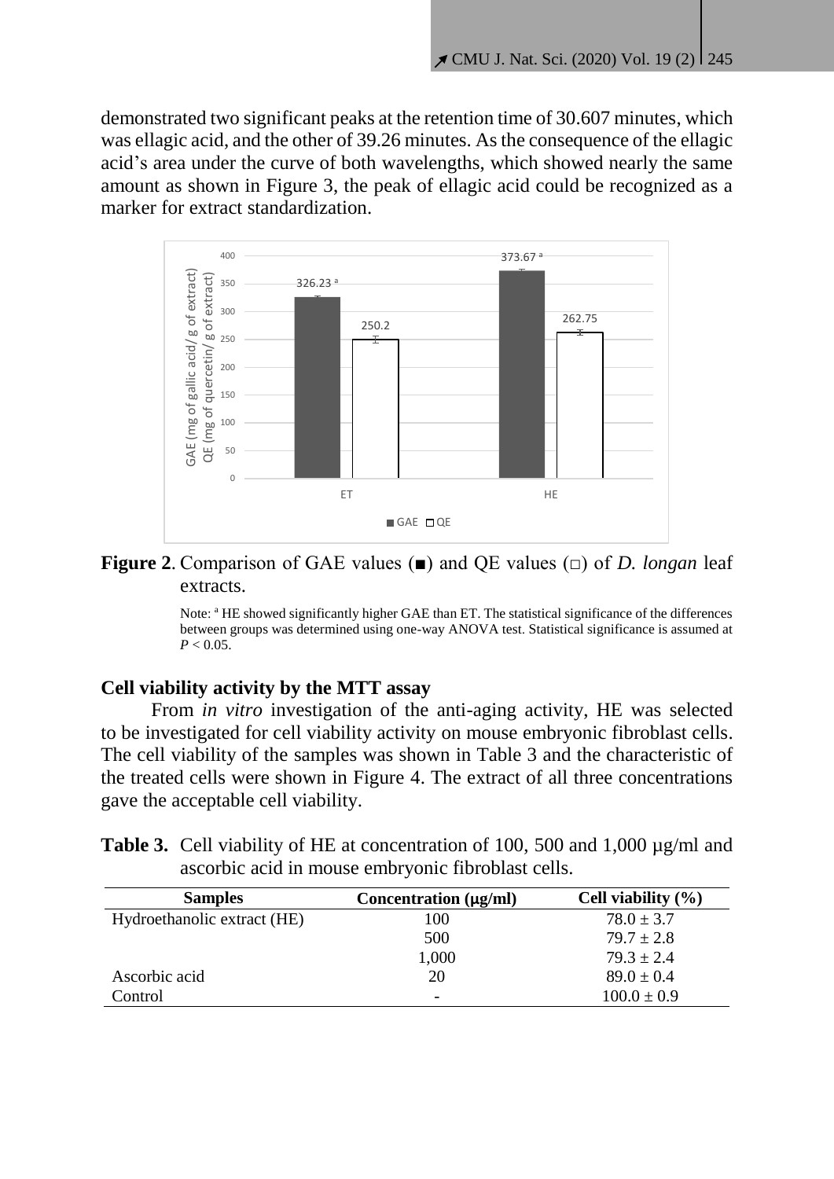demonstrated two significant peaks at the retention time of 30.607 minutes, which was ellagic acid, and the other of 39.26 minutes. As the consequence of the ellagic acid's area under the curve of both wavelengths, which showed nearly the same amount as shown in Figure 3, the peak of ellagic acid could be recognized as a marker for extract standardization.

**Figure 2**. Comparison of GAE values (■) and QE values (□) of *D. longan* leaf extracts.

Note: [a] HE showed significantly higher GAE than ET. The statistical significance of the differences between groups was determined using one-way ANOVA test. Statistical significance is assumed at $P < 0.05$.

### Cell viability activity by the MTT assay

From *in vitro* investigation of the anti-aging activity, HE was selected to be investigated for cell viability activity on mouse embryonic fibroblast cells. The cell viability of the samples was shown in Table 3 and the characteristic of the treated cells were shown in Figure 4. The extract of all three concentrations gave the acceptable cell viability.

**Table 3.** Cell viability of HE at concentration of 100, 500 and 1,000 µg/ml and ascorbic acid in mouse embryonic fibroblast cells.

| Samples | Concentration (µg/ml) | Cell viability (%) |
|---|---|---|
| Hydroethanolic extract (HE) | 100 | $78.0 \pm 3.7$ |
| | 500 | $79.7 \pm 2.8$ |
| | 1,000 | $79.3 \pm 2.4$ |
| Ascorbic acid | 20 | $89.0 \pm 0.4$ |
| Control | - | $100.0 \pm 0.9$ |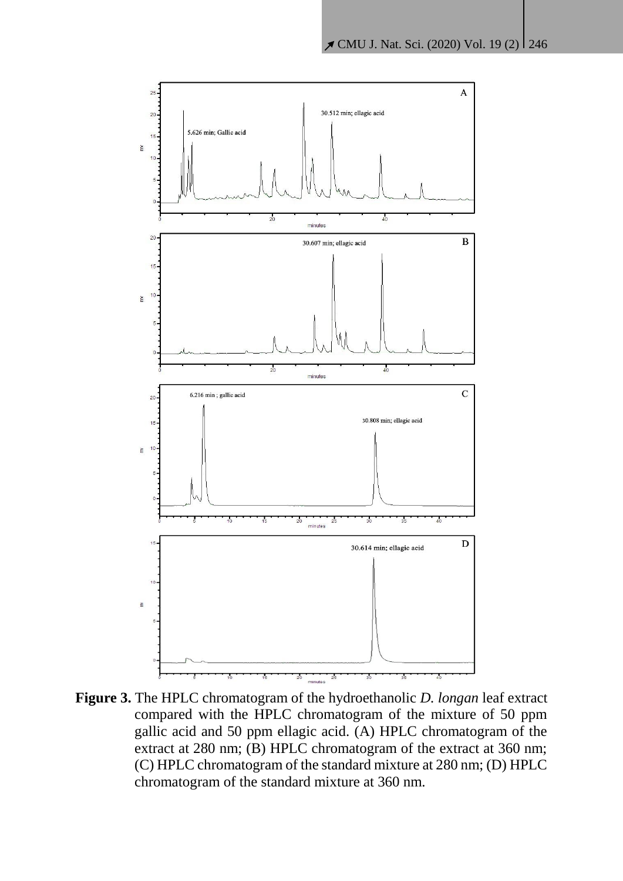A

5.626 min; Gallic acid

30.512 min; ellagic acid

mv

minutes

B

30.607 min; ellagic acid

mv

minutes

C

6.216 min ; gallic acid

30.808 min; ellagic acid

mv

minutes

D

30.614 min; ellagic acid

mv

minutes

**Figure 3.** The HPLC chromatogram of the hydroethanolic *D. longan* leaf extract compared with the HPLC chromatogram of the mixture of 50 ppm gallic acid and 50 ppm ellagic acid. (A) HPLC chromatogram of the extract at 280 nm; (B) HPLC chromatogram of the extract at 360 nm; (C) HPLC chromatogram of the standard mixture at 280 nm; (D) HPLC chromatogram of the standard mixture at 360 nm.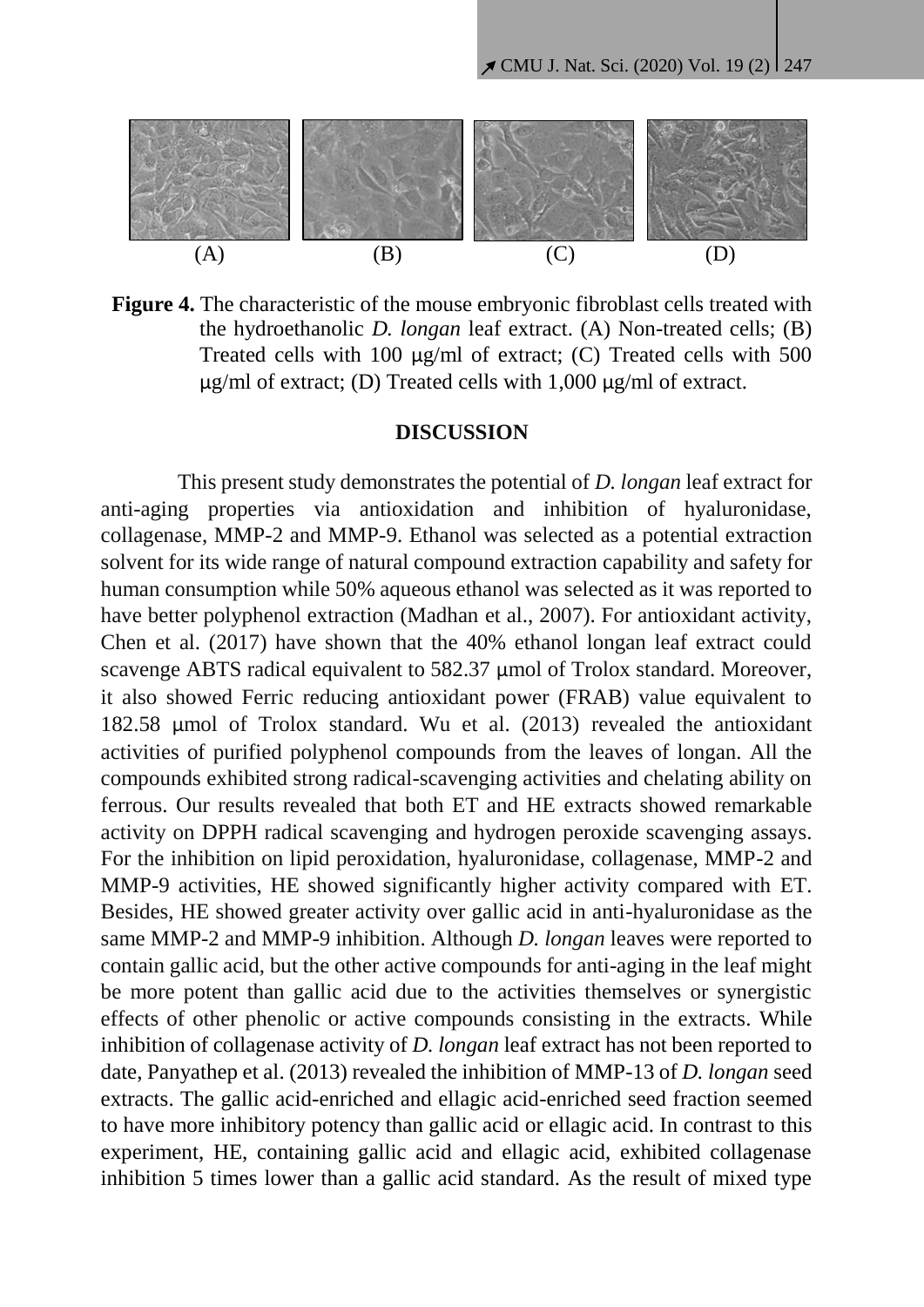(A) (B) (C) (D)

**Figure 4.** The characteristic of the mouse embryonic fibroblast cells treated with the hydroethanolic *D. longan* leaf extract. (A) Non-treated cells; (B) Treated cells with 100 μg/ml of extract; (C) Treated cells with 500 μg/ml of extract; (D) Treated cells with 1,000 μg/ml of extract.

## DISCUSSION

This present study demonstrates the potential of *D. longan* leaf extract for anti-aging properties via antioxidation and inhibition of hyaluronidase, collagenase, MMP-2 and MMP-9. Ethanol was selected as a potential extraction solvent for its wide range of natural compound extraction capability and safety for human consumption while 50% aqueous ethanol was selected as it was reported to have better polyphenol extraction (Madhan et al., 2007). For antioxidant activity, Chen et al. (2017) have shown that the 40% ethanol longan leaf extract could scavenge ABTS radical equivalent to 582.37 μmol of Trolox standard. Moreover, it also showed Ferric reducing antioxidant power (FRAB) value equivalent to 182.58 μmol of Trolox standard. Wu et al. (2013) revealed the antioxidant activities of purified polyphenol compounds from the leaves of longan. All the compounds exhibited strong radical-scavenging activities and chelating ability on ferrous. Our results revealed that both ET and HE extracts showed remarkable activity on DPPH radical scavenging and hydrogen peroxide scavenging assays. For the inhibition on lipid peroxidation, hyaluronidase, collagenase, MMP-2 and MMP-9 activities, HE showed significantly higher activity compared with ET. Besides, HE showed greater activity over gallic acid in anti-hyaluronidase as the same MMP-2 and MMP-9 inhibition. Although *D. longan* leaves were reported to contain gallic acid, but the other active compounds for anti-aging in the leaf might be more potent than gallic acid due to the activities themselves or synergistic effects of other phenolic or active compounds consisting in the extracts. While inhibition of collagenase activity of *D. longan* leaf extract has not been reported to date, Panyathep et al. (2013) revealed the inhibition of MMP-13 of *D. longan* seed extracts. The gallic acid-enriched and ellagic acid-enriched seed fraction seemed to have more inhibitory potency than gallic acid or ellagic acid. In contrast to this experiment, HE, containing gallic acid and ellagic acid, exhibited collagenase inhibition 5 times lower than a gallic acid standard. As the result of mixed type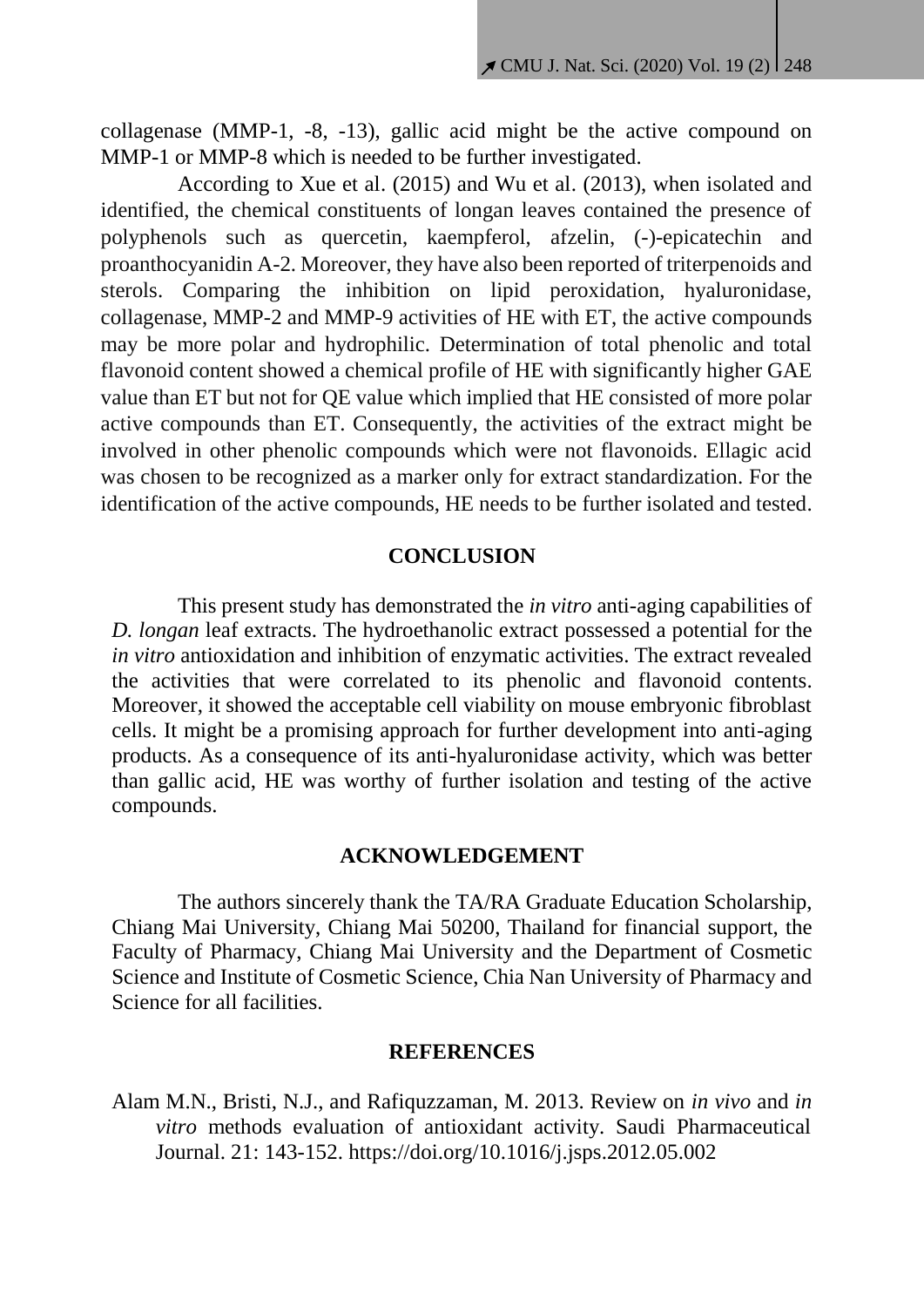collagenase (MMP-1, -8, -13), gallic acid might be the active compound on MMP-1 or MMP-8 which is needed to be further investigated.

According to Xue et al. (2015) and Wu et al. (2013), when isolated and identified, the chemical constituents of longan leaves contained the presence of polyphenols such as quercetin, kaempferol, afzelin, (-)-epicatechin and proanthocyanidin A-2. Moreover, they have also been reported of triterpenoids and sterols. Comparing the inhibition on lipid peroxidation, hyaluronidase, collagenase, MMP-2 and MMP-9 activities of HE with ET, the active compounds may be more polar and hydrophilic. Determination of total phenolic and total flavonoid content showed a chemical profile of HE with significantly higher GAE value than ET but not for QE value which implied that HE consisted of more polar active compounds than ET. Consequently, the activities of the extract might be involved in other phenolic compounds which were not flavonoids. Ellagic acid was chosen to be recognized as a marker only for extract standardization. For the identification of the active compounds, HE needs to be further isolated and tested.

## CONCLUSION

This present study has demonstrated the *in vitro* anti-aging capabilities of *D. longan* leaf extracts. The hydroethanolic extract possessed a potential for the *in vitro* antioxidation and inhibition of enzymatic activities. The extract revealed the activities that were correlated to its phenolic and flavonoid contents. Moreover, it showed the acceptable cell viability on mouse embryonic fibroblast cells. It might be a promising approach for further development into anti-aging products. As a consequence of its anti-hyaluronidase activity, which was better than gallic acid, HE was worthy of further isolation and testing of the active compounds.

## ACKNOWLEDGEMENT

The authors sincerely thank the TA/RA Graduate Education Scholarship, Chiang Mai University, Chiang Mai 50200, Thailand for financial support, the Faculty of Pharmacy, Chiang Mai University and the Department of Cosmetic Science and Institute of Cosmetic Science, Chia Nan University of Pharmacy and Science for all facilities.

## REFERENCES

Alam M.N., Bristi, N.J., and Rafiquzzaman, M. 2013. Review on *in vivo* and *in vitro* methods evaluation of antioxidant activity. Saudi Pharmaceutical Journal. 21: 143-152. https://doi.org/10.1016/j.jsps.2012.05.002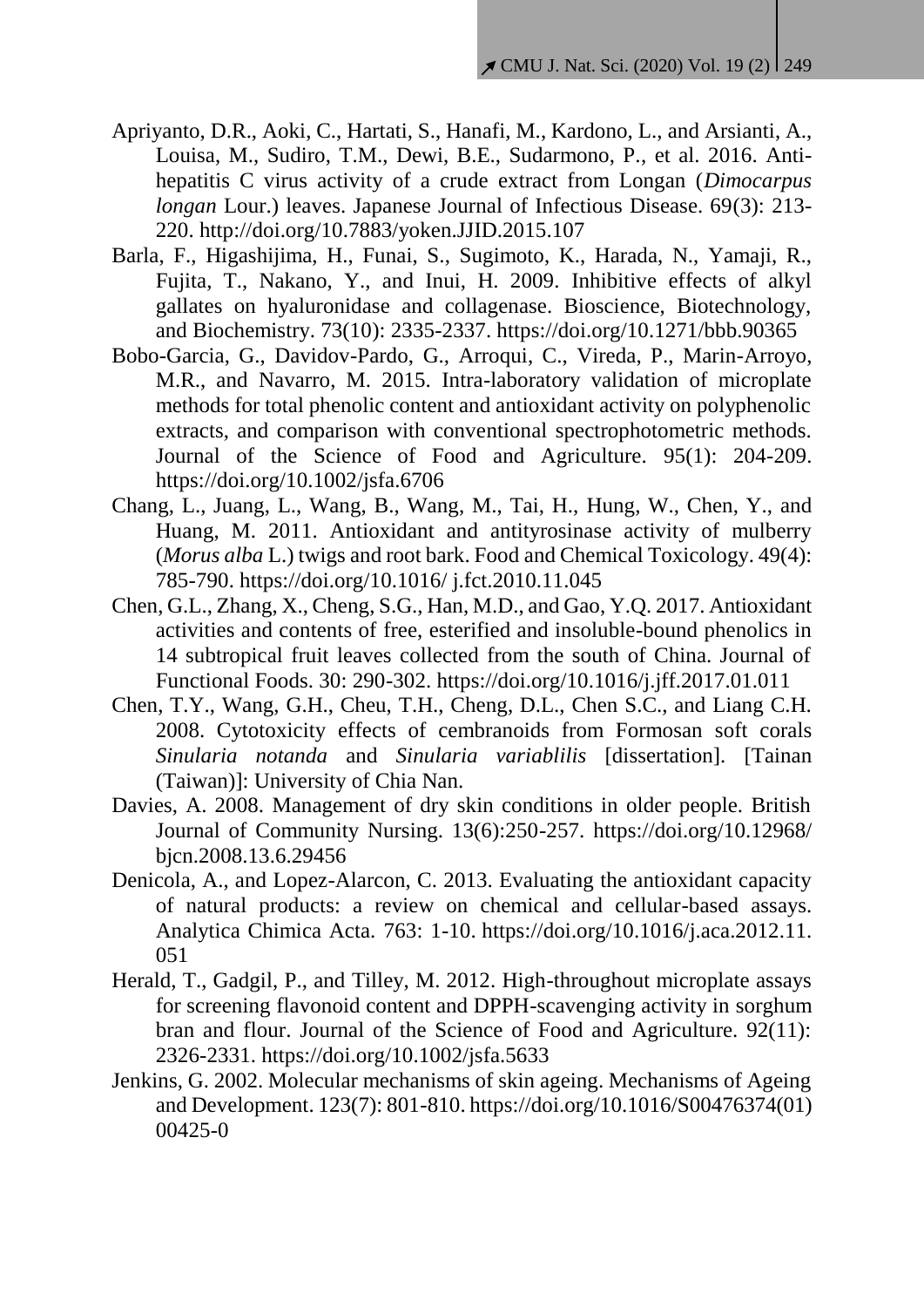Apriyanto, D.R., Aoki, C., Hartati, S., Hanafi, M., Kardono, L., and Arsianti, A., Louisa, M., Sudiro, T.M., Dewi, B.E., Sudarmono, P., et al. 2016. Anti-hepatitis C virus activity of a crude extract from Longan (*Dimocarpus longan* Lour.) leaves. Japanese Journal of Infectious Disease. 69(3): 213-220. http://doi.org/10.7883/yoken.JJID.2015.107

Barla, F., Higashijima, H., Funai, S., Sugimoto, K., Harada, N., Yamaji, R., Fujita, T., Nakano, Y., and Inui, H. 2009. Inhibitive effects of alkyl gallates on hyaluronidase and collagenase. Bioscience, Biotechnology, and Biochemistry. 73(10): 2335-2337. https://doi.org/10.1271/bbb.90365

Bobo-Garcia, G., Davidov-Pardo, G., Arroqui, C., Vireda, P., Marin-Arroyo, M.R., and Navarro, M. 2015. Intra-laboratory validation of microplate methods for total phenolic content and antioxidant activity on polyphenolic extracts, and comparison with conventional spectrophotometric methods. Journal of the Science of Food and Agriculture. 95(1): 204-209. https://doi.org/10.1002/jsfa.6706

Chang, L., Juang, L., Wang, B., Wang, M., Tai, H., Hung, W., Chen, Y., and Huang, M. 2011. Antioxidant and antityrosinase activity of mulberry (*Morus alba* L.) twigs and root bark. Food and Chemical Toxicology. 49(4): 785-790. https://doi.org/10.1016/ j.fct.2010.11.045

Chen, G.L., Zhang, X., Cheng, S.G., Han, M.D., and Gao, Y.Q. 2017. Antioxidant activities and contents of free, esterified and insoluble-bound phenolics in 14 subtropical fruit leaves collected from the south of China. Journal of Functional Foods. 30: 290-302. https://doi.org/10.1016/j.jff.2017.01.011

Chen, T.Y., Wang, G.H., Cheu, T.H., Cheng, D.L., Chen S.C., and Liang C.H. 2008. Cytotoxicity effects of cembranoids from Formosan soft corals *Sinularia notanda* and *Sinularia variablilis* [dissertation]. [Tainan (Taiwan)]: University of Chia Nan.

Davies, A. 2008. Management of dry skin conditions in older people. British Journal of Community Nursing. 13(6):250-257. https://doi.org/10.12968/ bjcn.2008.13.6.29456

Denicola, A., and Lopez-Alarcon, C. 2013. Evaluating the antioxidant capacity of natural products: a review on chemical and cellular-based assays. Analytica Chimica Acta. 763: 1-10. https://doi.org/10.1016/j.aca.2012.11. 051

Herald, T., Gadgil, P., and Tilley, M. 2012. High-throughout microplate assays for screening flavonoid content and DPPH-scavenging activity in sorghum bran and flour. Journal of the Science of Food and Agriculture. 92(11): 2326-2331. https://doi.org/10.1002/jsfa.5633

Jenkins, G. 2002. Molecular mechanisms of skin ageing. Mechanisms of Ageing and Development. 123(7): 801-810. https://doi.org/10.1016/S00476374(01) 00425-0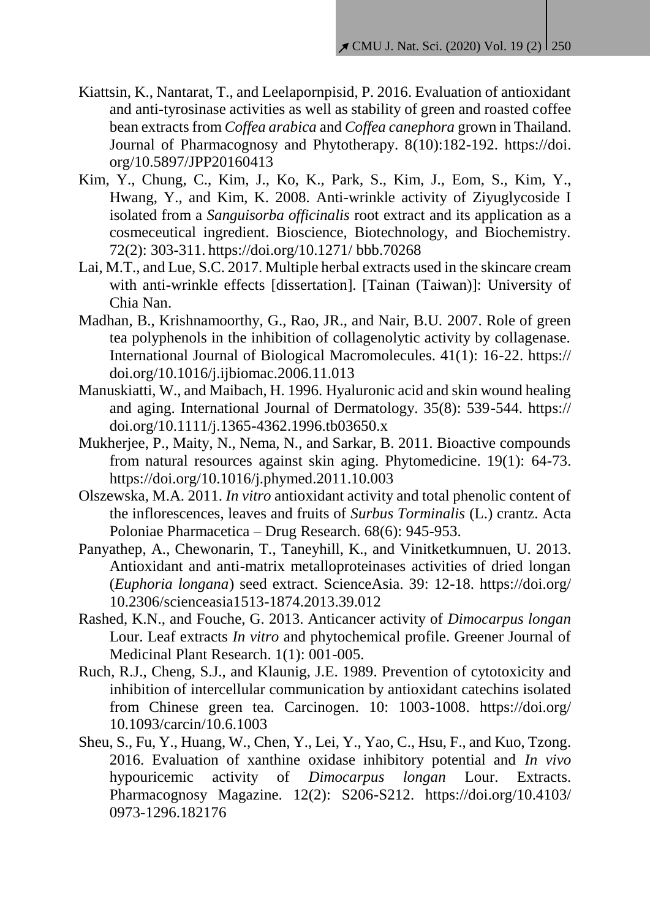Kiattsin, K., Nantarat, T., and Leelapornpisid, P. 2016. Evaluation of antioxidant and anti-tyrosinase activities as well as stability of green and roasted coffee bean extracts from *Coffea arabica* and *Coffea canephora* grown in Thailand. Journal of Pharmacognosy and Phytotherapy. 8(10):182-192. https://doi.org/10.5897/JPP20160413

Kim, Y., Chung, C., Kim, J., Ko, K., Park, S., Kim, J., Eom, S., Kim, Y., Hwang, Y., and Kim, K. 2008. Anti-wrinkle activity of Ziyuglycoside I isolated from a *Sanguisorba officinalis* root extract and its application as a cosmeceutical ingredient. Bioscience, Biotechnology, and Biochemistry. 72(2): 303-311. https://doi.org/10.1271/ bbb.70268

Lai, M.T., and Lue, S.C. 2017. Multiple herbal extracts used in the skincare cream with anti-wrinkle effects [dissertation]. [Tainan (Taiwan)]: University of Chia Nan.

Madhan, B., Krishnamoorthy, G., Rao, JR., and Nair, B.U. 2007. Role of green tea polyphenols in the inhibition of collagenolytic activity by collagenase. International Journal of Biological Macromolecules. 41(1): 16-22. https://doi.org/10.1016/j.ijbiomac.2006.11.013

Manuskiatti, W., and Maibach, H. 1996. Hyaluronic acid and skin wound healing and aging. International Journal of Dermatology. 35(8): 539-544. https://doi.org/10.1111/j.1365-4362.1996.tb03650.x

Mukherjee, P., Maity, N., Nema, N., and Sarkar, B. 2011. Bioactive compounds from natural resources against skin aging. Phytomedicine. 19(1): 64-73. https://doi.org/10.1016/j.phymed.2011.10.003

Olszewska, M.A. 2011. *In vitro* antioxidant activity and total phenolic content of the inflorescences, leaves and fruits of *Surbus Torminalis* (L.) crantz. Acta Poloniae Pharmacetica – Drug Research. 68(6): 945-953.

Panyathep, A., Chewonarin, T., Taneyhill, K., and Vinitketkumnuen, U. 2013. Antioxidant and anti-matrix metalloproteinases activities of dried longan (*Euphoria longana*) seed extract. ScienceAsia. 39: 12-18. https://doi.org/ 10.2306/scienceasia1513-1874.2013.39.012

Rashed, K.N., and Fouche, G. 2013. Anticancer activity of *Dimocarpus longan* Lour. Leaf extracts *In vitro* and phytochemical profile. Greener Journal of Medicinal Plant Research. 1(1): 001-005.

Ruch, R.J., Cheng, S.J., and Klaunig, J.E. 1989. Prevention of cytotoxicity and inhibition of intercellular communication by antioxidant catechins isolated from Chinese green tea. Carcinogen. 10: 1003-1008. https://doi.org/ 10.1093/carcin/10.6.1003

Sheu, S., Fu, Y., Huang, W., Chen, Y., Lei, Y., Yao, C., Hsu, F., and Kuo, Tzong. 2016. Evaluation of xanthine oxidase inhibitory potential and *In vivo* hypouricemic activity of *Dimocarpus longan* Lour. Extracts. Pharmacognosy Magazine. 12(2): S206-S212. https://doi.org/10.4103/ 0973-1296.182176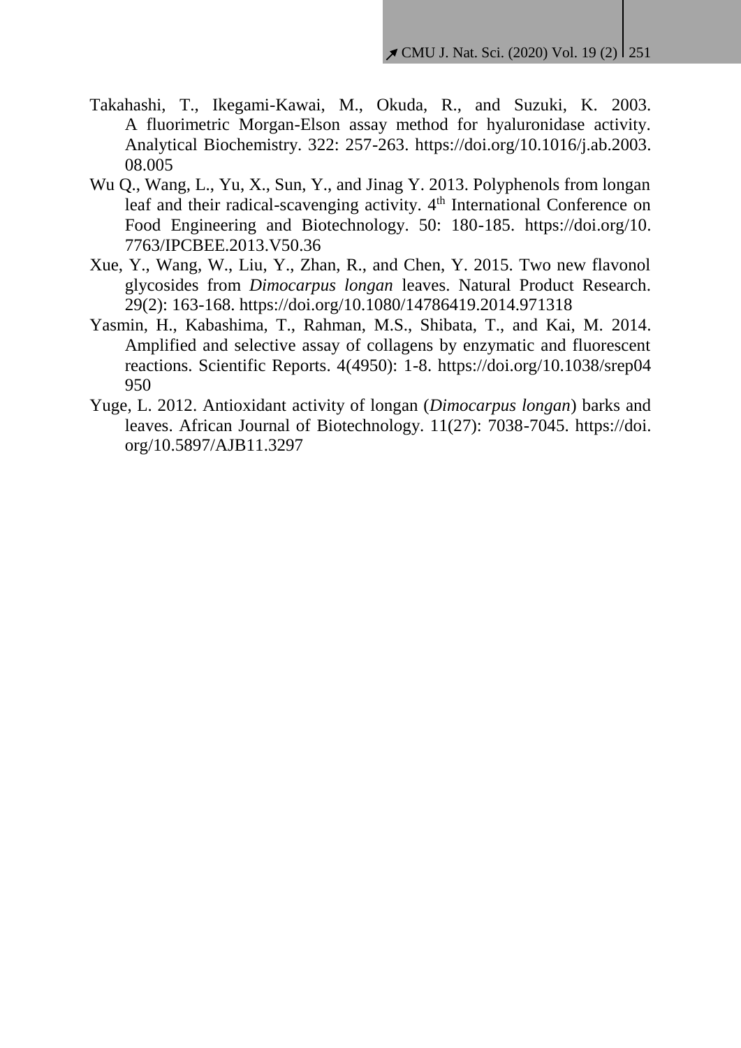Takahashi, T., Ikegami-Kawai, M., Okuda, R., and Suzuki, K. 2003. A fluorimetric Morgan-Elson assay method for hyaluronidase activity. Analytical Biochemistry. 322: 257-263. https://doi.org/10.1016/j.ab.2003.08.005

Wu Q., Wang, L., Yu, X., Sun, Y., and Jinag Y. 2013. Polyphenols from longan leaf and their radical-scavenging activity. 4th International Conference on Food Engineering and Biotechnology. 50: 180-185. https://doi.org/10.7763/IPCBEE.2013.V50.36

Xue, Y., Wang, W., Liu, Y., Zhan, R., and Chen, Y. 2015. Two new flavonol glycosides from *Dimocarpus longan* leaves. Natural Product Research. 29(2): 163-168. https://doi.org/10.1080/14786419.2014.971318

Yasmin, H., Kabashima, T., Rahman, M.S., Shibata, T., and Kai, M. 2014. Amplified and selective assay of collagens by enzymatic and fluorescent reactions. Scientific Reports. 4(4950): 1-8. https://doi.org/10.1038/srep04950

Yuge, L. 2012. Antioxidant activity of longan (*Dimocarpus longan*) barks and leaves. African Journal of Biotechnology. 11(27): 7038-7045. https://doi.org/10.5897/AJB11.3297